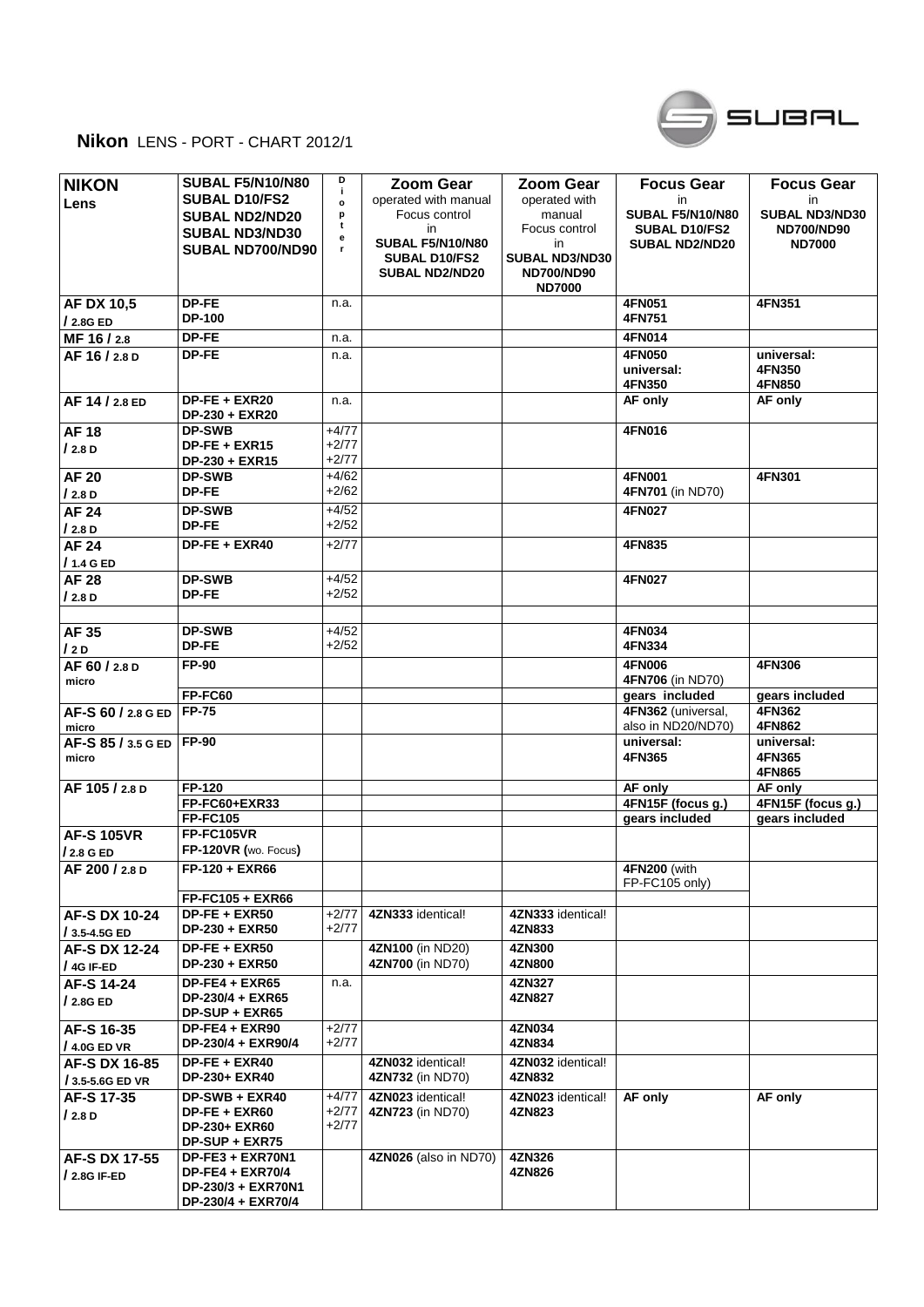**Nikon** LENS - PORT - CHART 2012/1

| NIKON Lens | SUBAL F5/N10/N80 SUBAL D10/FS2 SUBAL ND2/ND20 SUBAL ND3/ND30 SUBAL ND700/ND90 | Diopter | Zoom Gear operated with manual Focus control in SUBAL F5/N10/N80 SUBAL D10/FS2 SUBAL ND2/ND20 | Zoom Gear operated with manual Focus control in SUBAL ND3/ND30 ND700/ND90 ND7000 | Focus Gear in SUBAL F5/N10/N80 SUBAL D10/FS2 SUBAL ND2/ND20 | Focus Gear in SUBAL ND3/ND30 ND700/ND90 ND7000 |
|---|---|---|---|---|---|---|
| AF DX 10,5 / 2.8G ED | DP-FE<br>DP-100 | n.a. | | | 4FN051<br>4FN751 | 4FN351 |
| MF 16 / 2.8 | DP-FE | n.a. | | | 4FN014 | |
| AF 16 / 2.8 D | DP-FE | n.a. | | | 4FN050<br>universal:<br>4FN350 | universal:<br>4FN350<br>4FN850 |
| AF 14 / 2.8 ED | DP-FE + EXR20<br>DP-230 + EXR20 | n.a. | | | AF only | AF only |
| AF 18 / 2.8 D | DP-SWB<br>DP-FE + EXR15<br>DP-230 + EXR15 | +4/77<br>+2/77<br>+2/77 | | | 4FN016 | |
| AF 20 / 2.8 D | DP-SWB<br>DP-FE | +4/62<br>+2/62 | | | 4FN001<br>4FN701 (in ND70) | 4FN301 |
| AF 24 / 2.8 D | DP-SWB<br>DP-FE | +4/52<br>+2/52 | | | 4FN027 | |
| AF 24 / 1.4 G ED | DP-FE + EXR40 | +2/77 | | | 4FN835 | |
| AF 28 / 2.8 D | DP-SWB<br>DP-FE | +4/52<br>+2/52 | | | 4FN027 | |
| | | | | | | |
| AF 35 / 2 D | DP-SWB<br>DP-FE | +4/52<br>+2/52 | | | 4FN034<br>4FN334 | |
| AF 60 / 2.8 D micro | FP-90 | | | | 4FN006<br>4FN706 (in ND70) | 4FN306 |
| | FP-FC60 | | | | gears included | gears included |
| AF-S 60 / 2.8 G ED micro | FP-75 | | | | 4FN362 (universal, also in ND20/ND70) | 4FN362<br>4FN862 |
| AF-S 85 / 3.5 G ED micro | FP-90 | | | | universal:<br>4FN365 | universal:<br>4FN365<br>4FN865 |
| AF 105 / 2.8 D | FP-120 | | | | AF only | AF only |
| | FP-FC60+EXR33 | | | | 4FN15F (focus g.) | 4FN15F (focus g.) |
| | FP-FC105 | | | | gears included | gears included |
| AF-S 105VR / 2.8 G ED | FP-FC105VR<br>FP-120VR (wo. Focus) | | | | | |
| AF 200 / 2.8 D | FP-120 + EXR66 | | | | 4FN200 (with FP-FC105 only) | |
| | FP-FC105 + EXR66 | | | | | |
| AF-S DX 10-24 / 3.5-4.5G ED | DP-FE + EXR50<br>DP-230 + EXR50 | +2/77<br>+2/77 | 4ZN333 identical! | 4ZN333 identical!<br>4ZN833 | | |
| AF-S DX 12-24 / 4G IF-ED | DP-FE + EXR50<br>DP-230 + EXR50 | | 4ZN100 (in ND20)<br>4ZN700 (in ND70) | 4ZN300<br>4ZN800 | | |
| AF-S 14-24 / 2.8G ED | DP-FE4 + EXR65<br>DP-230/4 + EXR65<br>DP-SUP + EXR65 | n.a. | | 4ZN327<br>4ZN827 | | |
| AF-S 16-35 / 4.0G ED VR | DP-FE4 + EXR90<br>DP-230/4 + EXR90/4 | +2/77<br>+2/77 | | 4ZN034<br>4ZN834 | | |
| AF-S DX 16-85 / 3.5-5.6G ED VR | DP-FE + EXR40<br>DP-230+ EXR40 | | 4ZN032 identical!<br>4ZN732 (in ND70) | 4ZN032 identical!<br>4ZN832 | | |
| AF-S 17-35 / 2.8 D | DP-SWB + EXR40<br>DP-FE + EXR60<br>DP-230+ EXR60<br>DP-SUP + EXR75 | +4/77<br>+2/77<br>+2/77 | 4ZN023 identical!<br>4ZN723 (in ND70) | 4ZN023 identical!<br>4ZN823 | AF only | AF only |
| AF-S DX 17-55 / 2.8G IF-ED | DP-FE3 + EXR70N1<br>DP-FE4 + EXR70/4<br>DP-230/3 + EXR70N1<br>DP-230/4 + EXR70/4 | | 4ZN026 (also in ND70) | 4ZN326<br>4ZN826 | | |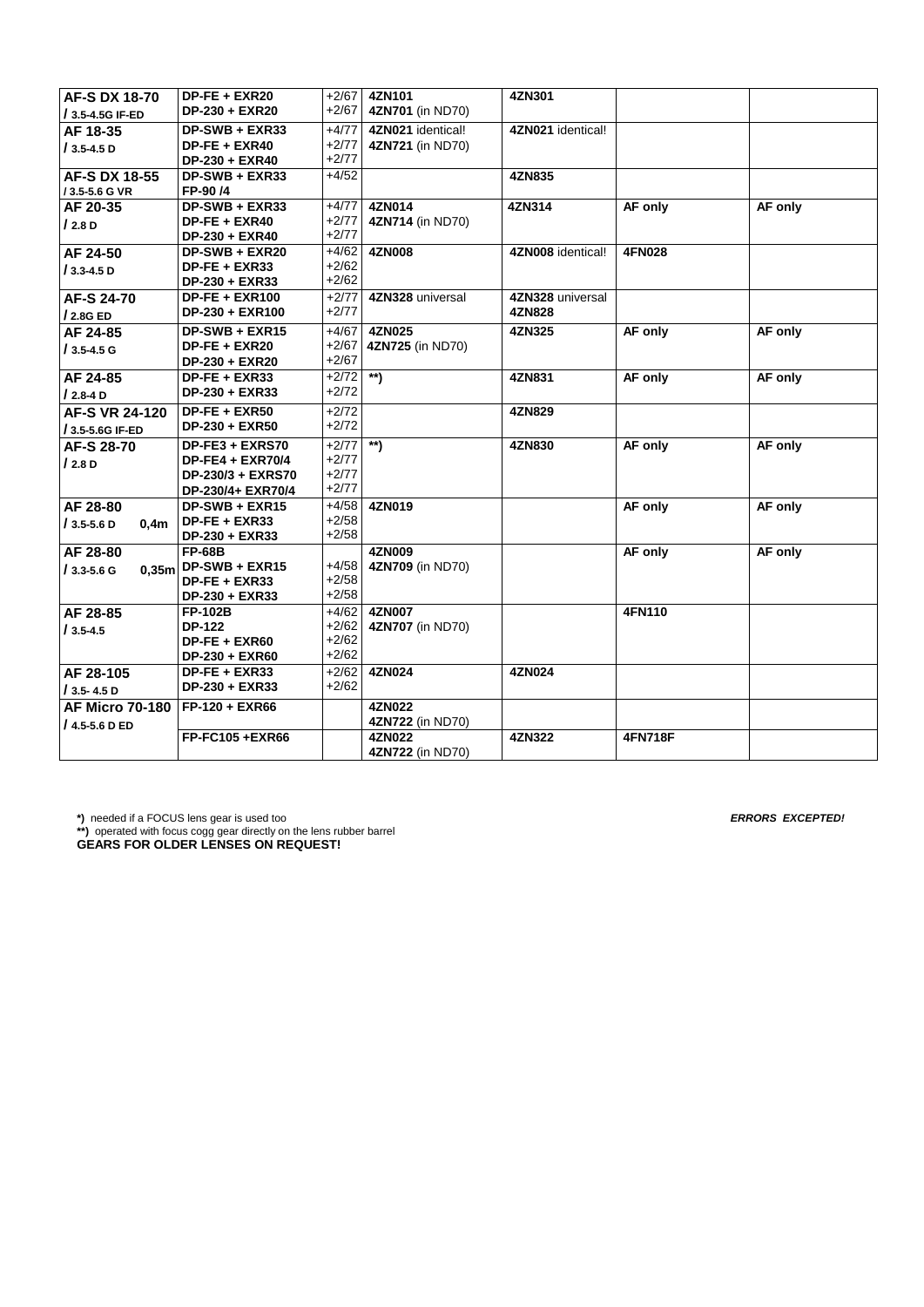| | | | | | | |
|---|---|---|---|---|---|---|
| **AF-S DX 18-70** / 3.5-4.5G IF-ED | **DP-FE + EXR20**<br>**DP-230 + EXR20** | +2/67<br>+2/67 | **4ZN101**<br>**4ZN701** (in ND70) | **4ZN301** | | |
| **AF 18-35** / 3.5-4.5 D | **DP-SWB + EXR33**<br>**DP-FE + EXR40**<br>**DP-230 + EXR40** | +4/77<br>+2/77<br>+2/77 | **4ZN021** identical!<br>**4ZN721** (in ND70) | **4ZN021** identical! | | |
| **AF-S DX 18-55** / 3.5-5.6 G VR | **DP-SWB + EXR33**<br>**FP-90 /4** | +4/52 | | **4ZN835** | | |
| **AF 20-35** / 2.8 D | **DP-SWB + EXR33**<br>**DP-FE + EXR40**<br>**DP-230 + EXR40** | +4/77<br>+2/77<br>+2/77 | **4ZN014**<br>**4ZN714** (in ND70) | **4ZN314** | **AF only** | **AF only** |
| **AF 24-50** / 3.3-4.5 D | **DP-SWB + EXR20**<br>**DP-FE + EXR33**<br>**DP-230 + EXR33** | +4/62<br>+2/62<br>+2/62 | **4ZN008** | **4ZN008** identical! | **4FN028** | |
| **AF-S 24-70** / 2.8G ED | **DP-FE + EXR100**<br>**DP-230 + EXR100** | +2/77<br>+2/77 | **4ZN328** universal | **4ZN328** universal<br>**4ZN828** | | |
| **AF 24-85** / 3.5-4.5 G | **DP-SWB + EXR15**<br>**DP-FE + EXR20**<br>**DP-230 + EXR20** | +4/67<br>+2/67<br>+2/67 | **4ZN025**<br>**4ZN725** (in ND70) | **4ZN325** | **AF only** | **AF only** |
| **AF 24-85** / 2.8-4 D | **DP-FE + EXR33**<br>**DP-230 + EXR33** | +2/72<br>+2/72 | **) | **4ZN831** | **AF only** | **AF only** |
| **AF-S VR 24-120** / 3.5-5.6G IF-ED | **DP-FE + EXR50**<br>**DP-230 + EXR50** | +2/72<br>+2/72 | | **4ZN829** | | |
| **AF-S 28-70** / 2.8 D | **DP-FE3 + EXRS70**<br>**DP-FE4 + EXR70/4**<br>**DP-230/3 + EXRS70**<br>**DP-230/4+ EXR70/4** | +2/77<br>+2/77<br>+2/77<br>+2/77 | **) | **4ZN830** | **AF only** | **AF only** |
| **AF 28-80** / 3.5-5.6 D **0,4m** | **DP-SWB + EXR15**<br>**DP-FE + EXR33**<br>**DP-230 + EXR33** | +4/58<br>+2/58<br>+2/58 | **4ZN019** | | **AF only** | **AF only** |
| **AF 28-80** / 3.3-5.6 G **0,35m** | **FP-68B**<br>**DP-SWB + EXR15**<br>**DP-FE + EXR33**<br>**DP-230 + EXR33** | <br>+4/58<br>+2/58<br>+2/58 | **4ZN009**<br>**4ZN709** (in ND70) | | **AF only** | **AF only** |
| **AF 28-85** / 3.5-4.5 | **FP-102B**<br>**DP-122**<br>**DP-FE + EXR60**<br>**DP-230 + EXR60** | +4/62<br>+2/62<br>+2/62<br>+2/62 | **4ZN007**<br>**4ZN707** (in ND70) | | **4FN110** | |
| **AF 28-105** / 3.5- 4.5 D | **DP-FE + EXR33**<br>**DP-230 + EXR33** | +2/62<br>+2/62 | **4ZN024** | **4ZN024** | | |
| **AF Micro 70-180** / 4.5-5.6 D ED | **FP-120 + EXR66** | | **4ZN022**<br>**4ZN722** (in ND70) | | | |
| | **FP-FC105 +EXR66** | | **4ZN022**<br>**4ZN722** (in ND70) | **4ZN322** | **4FN718F** | |

**\*)** needed if a FOCUS lens gear is used too

**\*\*)** operated with focus cogg gear directly on the lens rubber barrel

**GEARS FOR OLDER LENSES ON REQUEST!**

***ERRORS EXCEPTED!***